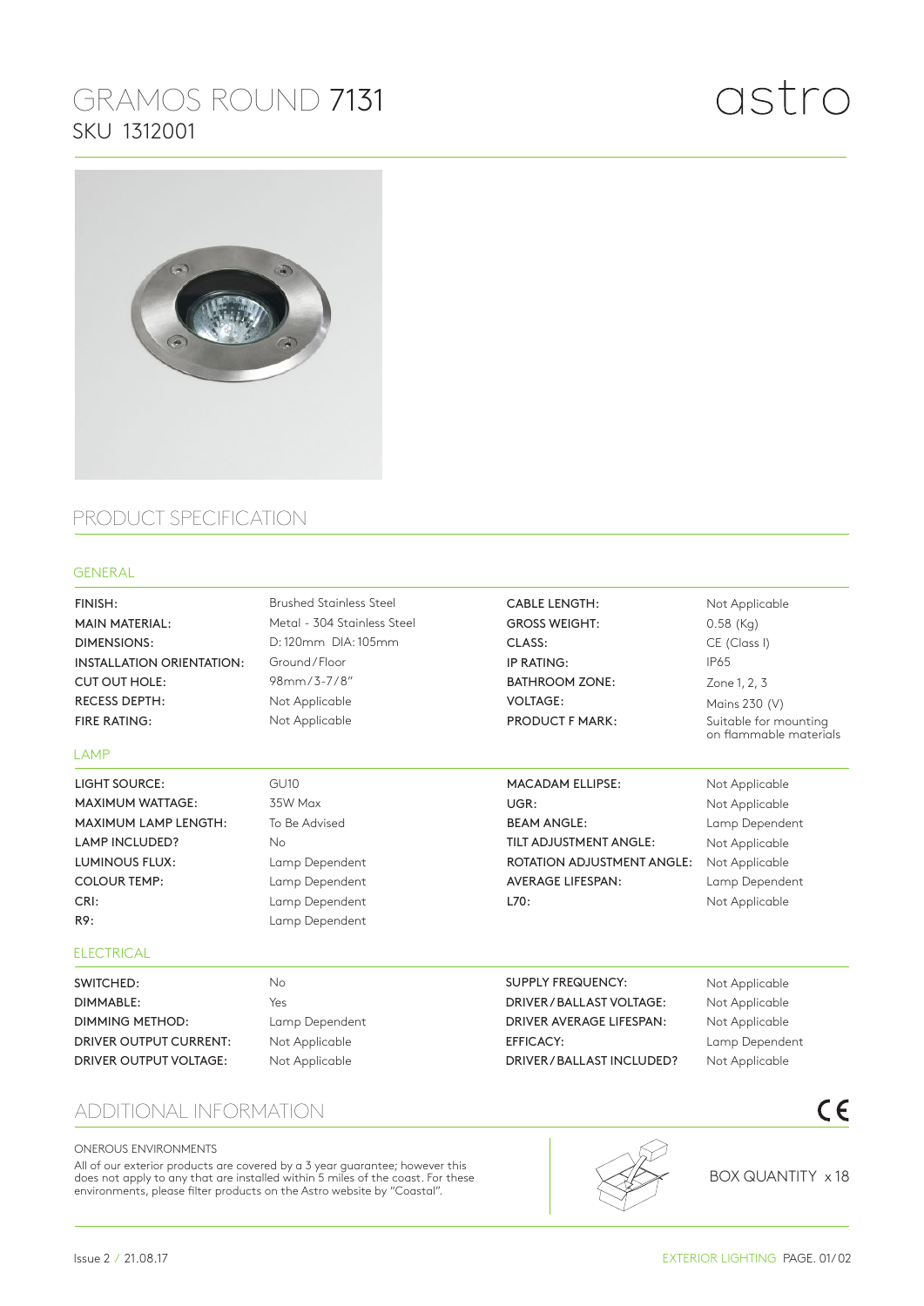# GRAMOS ROUND 7131

SKU 1312001

astro

## PRODUCT SPECIFICATION

### GENERAL

| | | | |
|---|---|---|---|
| FINISH: | Brushed Stainless Steel | CABLE LENGTH: | Not Applicable |
| MAIN MATERIAL: | Metal - 304 Stainless Steel | GROSS WEIGHT: | 0.58 (Kg) |
| DIMENSIONS: | D: 120mm DIA: 105mm | CLASS: | CE (Class I) |
| INSTALLATION ORIENTATION: | Ground/Floor | IP RATING: | IP65 |
| CUT OUT HOLE: | 98mm/3-7/8" | BATHROOM ZONE: | Zone 1, 2, 3 |
| RECESS DEPTH: | Not Applicable | VOLTAGE: | Mains 230 (V) |
| FIRE RATING: | Not Applicable | PRODUCT F MARK: | Suitable for mounting on flammable materials |

### LAMP

| | | | |
|---|---|---|---|
| LIGHT SOURCE: | GU10 | MACADAM ELLIPSE: | Not Applicable |
| MAXIMUM WATTAGE: | 35W Max | UGR: | Not Applicable |
| MAXIMUM LAMP LENGTH: | To Be Advised | BEAM ANGLE: | Lamp Dependent |
| LAMP INCLUDED? | No | TILT ADJUSTMENT ANGLE: | Not Applicable |
| LUMINOUS FLUX: | Lamp Dependent | ROTATION ADJUSTMENT ANGLE: | Not Applicable |
| COLOUR TEMP: | Lamp Dependent | AVERAGE LIFESPAN: | Lamp Dependent |
| CRI: | Lamp Dependent | L70: | Not Applicable |
| R9: | Lamp Dependent | | |

### ELECTRICAL

| | | | |
|---|---|---|---|
| SWITCHED: | No | SUPPLY FREQUENCY: | Not Applicable |
| DIMMABLE: | Yes | DRIVER/BALLAST VOLTAGE: | Not Applicable |
| DIMMING METHOD: | Lamp Dependent | DRIVER AVERAGE LIFESPAN: | Not Applicable |
| DRIVER OUTPUT CURRENT: | Not Applicable | EFFICACY: | Lamp Dependent |
| DRIVER OUTPUT VOLTAGE: | Not Applicable | DRIVER/BALLAST INCLUDED? | Not Applicable |

## ADDITIONAL INFORMATION

ONEROUS ENVIRONMENTS

All of our exterior products are covered by a 3 year guarantee; however this does not apply to any that are installed within 5 miles of the coast. For these environments, please filter products on the Astro website by "Coastal".

BOX QUANTITY x 18

Issue 2 / 21.08.17

EXTERIOR LIGHTING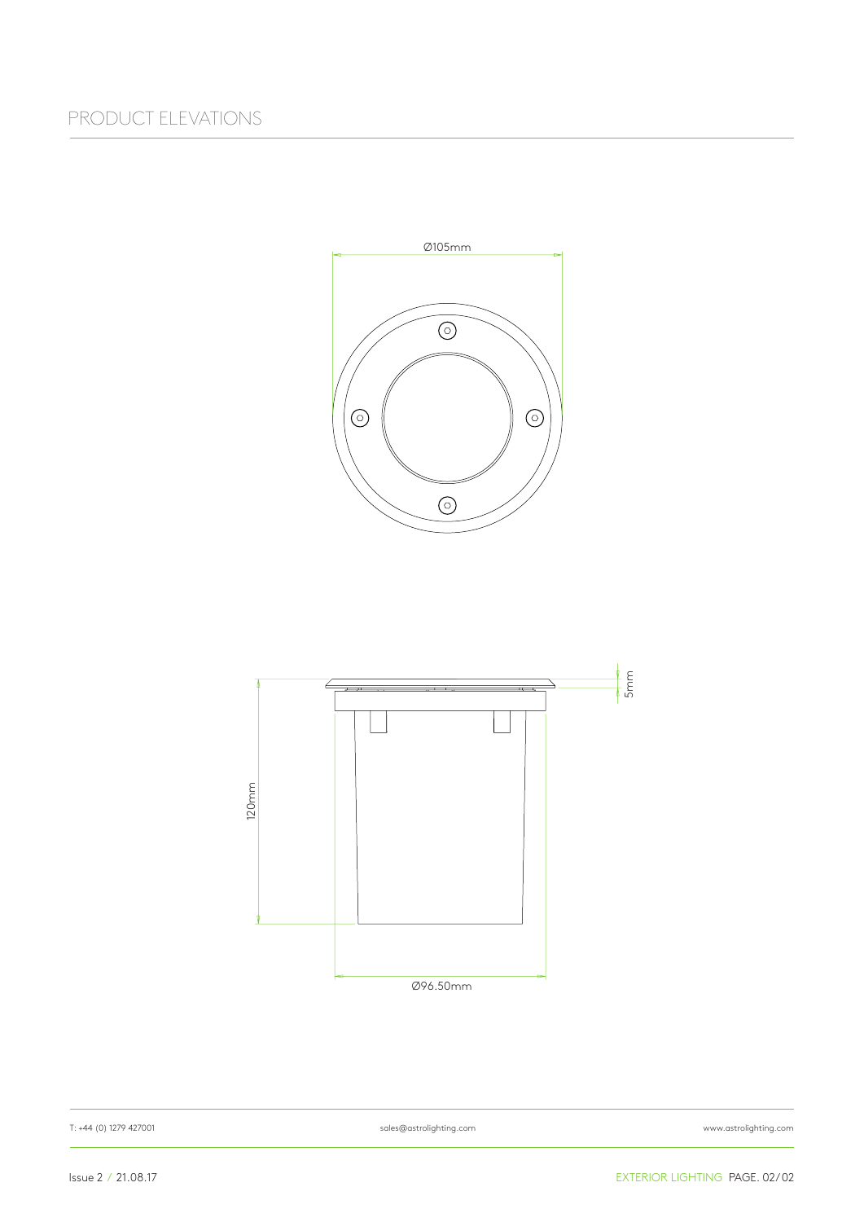# PRODUCT ELEVATIONS

Ø105mm

5mm

120mm

Ø96.50mm

T: +44 (0) 1279 427001

sales@astrolighting.com

www.astrolighting.com

Issue 2 / 21.08.17

EXTERIOR LIGHTING